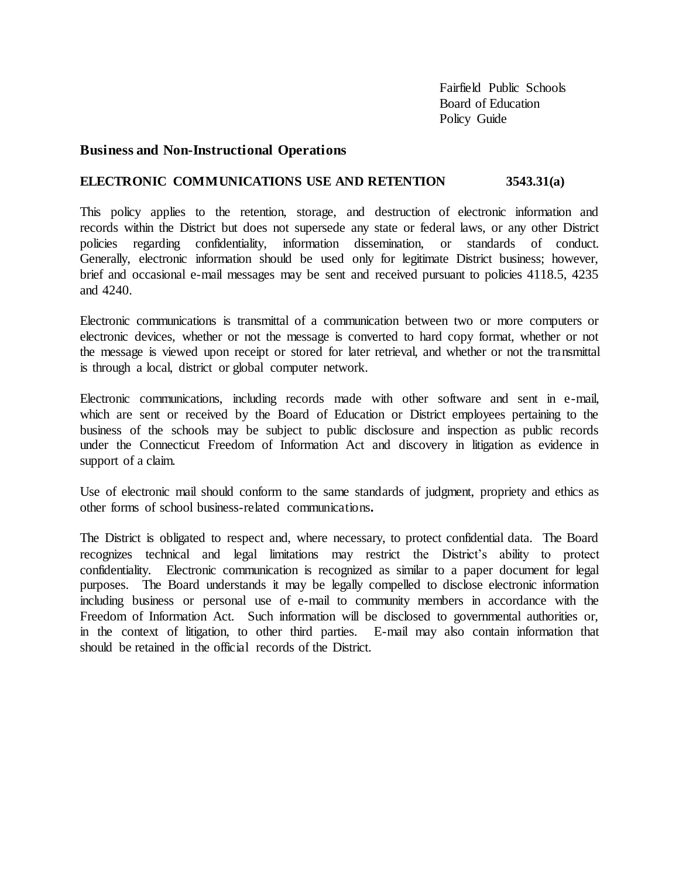Fairfield Public Schools
Board of Education
Policy Guide

## Business and Non-Instructional Operations

### ELECTRONIC COMMUNICATIONS USE AND RETENTION 3543.31(a)

This policy applies to the retention, storage, and destruction of electronic information and records within the District but does not supersede any state or federal laws, or any other District policies regarding confidentiality, information dissemination, or standards of conduct. Generally, electronic information should be used only for legitimate District business; however, brief and occasional e-mail messages may be sent and received pursuant to policies 4118.5, 4235 and 4240.

Electronic communications is transmittal of a communication between two or more computers or electronic devices, whether or not the message is converted to hard copy format, whether or not the message is viewed upon receipt or stored for later retrieval, and whether or not the transmittal is through a local, district or global computer network.

Electronic communications, including records made with other software and sent in e-mail, which are sent or received by the Board of Education or District employees pertaining to the business of the schools may be subject to public disclosure and inspection as public records under the Connecticut Freedom of Information Act and discovery in litigation as evidence in support of a claim.

Use of electronic mail should conform to the same standards of judgment, propriety and ethics as other forms of school business-related communications**.**

The District is obligated to respect and, where necessary, to protect confidential data. The Board recognizes technical and legal limitations may restrict the District's ability to protect confidentiality. Electronic communication is recognized as similar to a paper document for legal purposes. The Board understands it may be legally compelled to disclose electronic information including business or personal use of e-mail to community members in accordance with the Freedom of Information Act. Such information will be disclosed to governmental authorities or, in the context of litigation, to other third parties. E-mail may also contain information that should be retained in the official records of the District.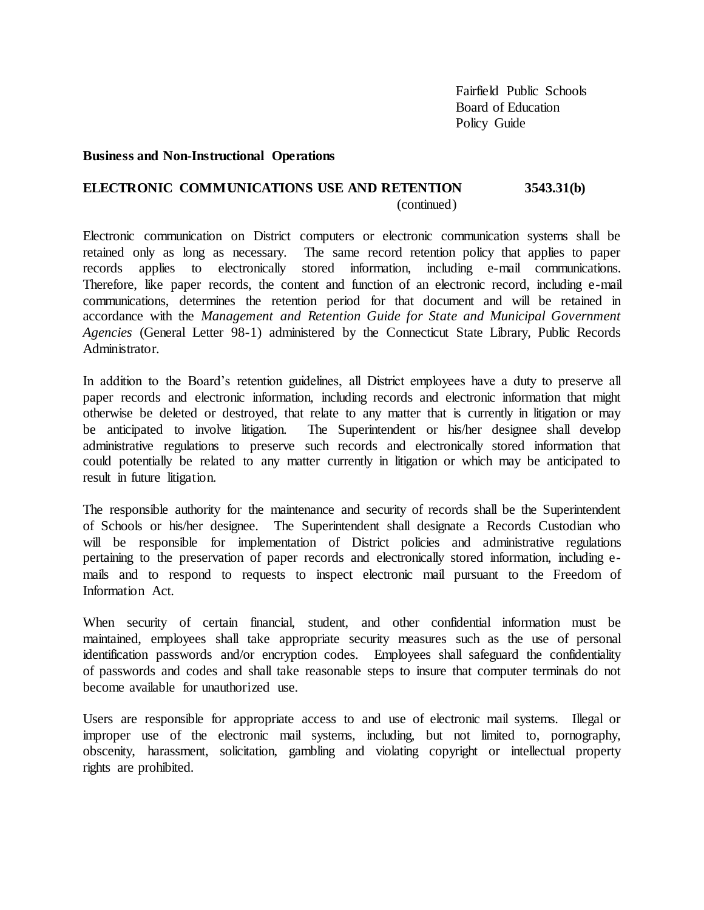Fairfield Public Schools
Board of Education
Policy Guide

**Business and Non-Instructional Operations**

**ELECTRONIC COMMUNICATIONS USE AND RETENTION 3543.31(b)**
(continued)

Electronic communication on District computers or electronic communication systems shall be retained only as long as necessary. The same record retention policy that applies to paper records applies to electronically stored information, including e-mail communications. Therefore, like paper records, the content and function of an electronic record, including e-mail communications, determines the retention period for that document and will be retained in accordance with the *Management and Retention Guide for State and Municipal Government Agencies* (General Letter 98-1) administered by the Connecticut State Library, Public Records Administrator.

In addition to the Board's retention guidelines, all District employees have a duty to preserve all paper records and electronic information, including records and electronic information that might otherwise be deleted or destroyed, that relate to any matter that is currently in litigation or may be anticipated to involve litigation. The Superintendent or his/her designee shall develop administrative regulations to preserve such records and electronically stored information that could potentially be related to any matter currently in litigation or which may be anticipated to result in future litigation.

The responsible authority for the maintenance and security of records shall be the Superintendent of Schools or his/her designee. The Superintendent shall designate a Records Custodian who will be responsible for implementation of District policies and administrative regulations pertaining to the preservation of paper records and electronically stored information, including e-mails and to respond to requests to inspect electronic mail pursuant to the Freedom of Information Act.

When security of certain financial, student, and other confidential information must be maintained, employees shall take appropriate security measures such as the use of personal identification passwords and/or encryption codes. Employees shall safeguard the confidentiality of passwords and codes and shall take reasonable steps to insure that computer terminals do not become available for unauthorized use.

Users are responsible for appropriate access to and use of electronic mail systems. Illegal or improper use of the electronic mail systems, including, but not limited to, pornography, obscenity, harassment, solicitation, gambling and violating copyright or intellectual property rights are prohibited.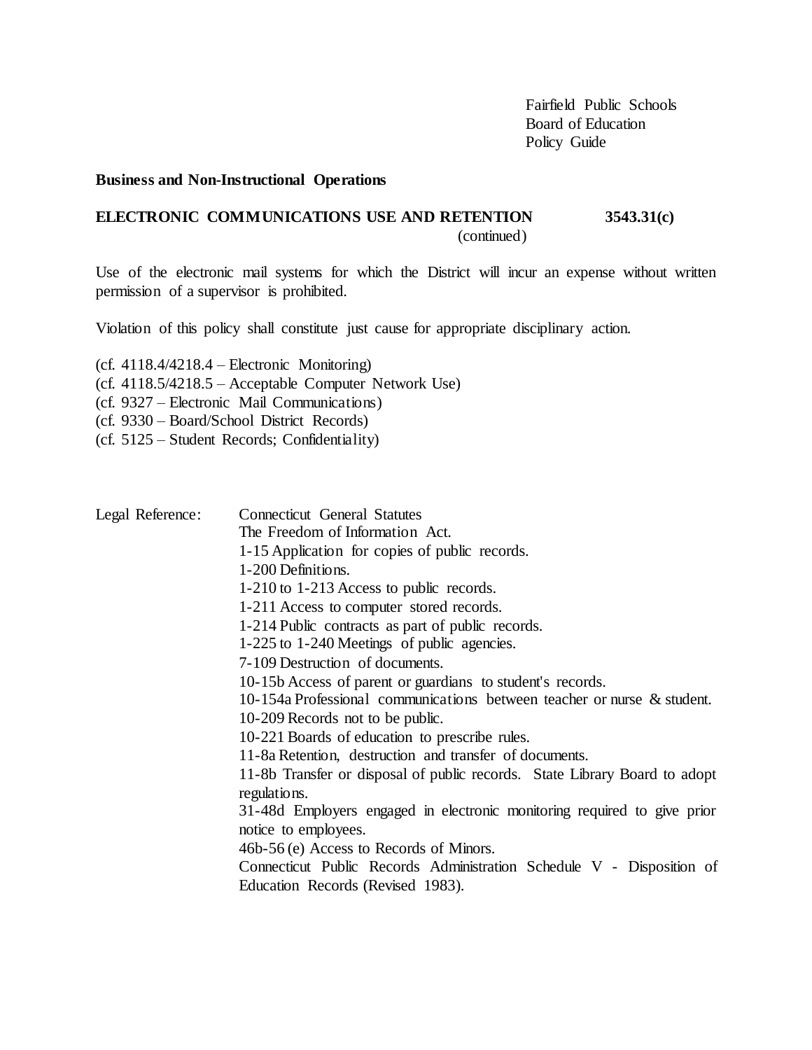**Business and Non-Instructional Operations**

**ELECTRONIC COMMUNICATIONS USE AND RETENTION 3543.31(c)**
(continued)

Use of the electronic mail systems for which the District will incur an expense without written permission of a supervisor is prohibited.

Violation of this policy shall constitute just cause for appropriate disciplinary action.

(cf. 4118.4/4218.4 – Electronic Monitoring)
(cf. 4118.5/4218.5 – Acceptable Computer Network Use)
(cf. 9327 – Electronic Mail Communications)
(cf. 9330 – Board/School District Records)
(cf. 5125 – Student Records; Confidentiality)

Legal Reference: Connecticut General Statutes

The Freedom of Information Act.

1-15 Application for copies of public records.

1-200 Definitions.

1-210 to 1-213 Access to public records.

1-211 Access to computer stored records.

1-214 Public contracts as part of public records.

1-225 to 1-240 Meetings of public agencies.

7-109 Destruction of documents.

10-15b Access of parent or guardians to student's records.

10-154a Professional communications between teacher or nurse & student.

10-209 Records not to be public.

10-221 Boards of education to prescribe rules.

11-8a Retention, destruction and transfer of documents.

11-8b Transfer or disposal of public records. State Library Board to adopt regulations.

31-48d Employers engaged in electronic monitoring required to give prior notice to employees.

46b-56 (e) Access to Records of Minors.

Connecticut Public Records Administration Schedule V - Disposition of Education Records (Revised 1983).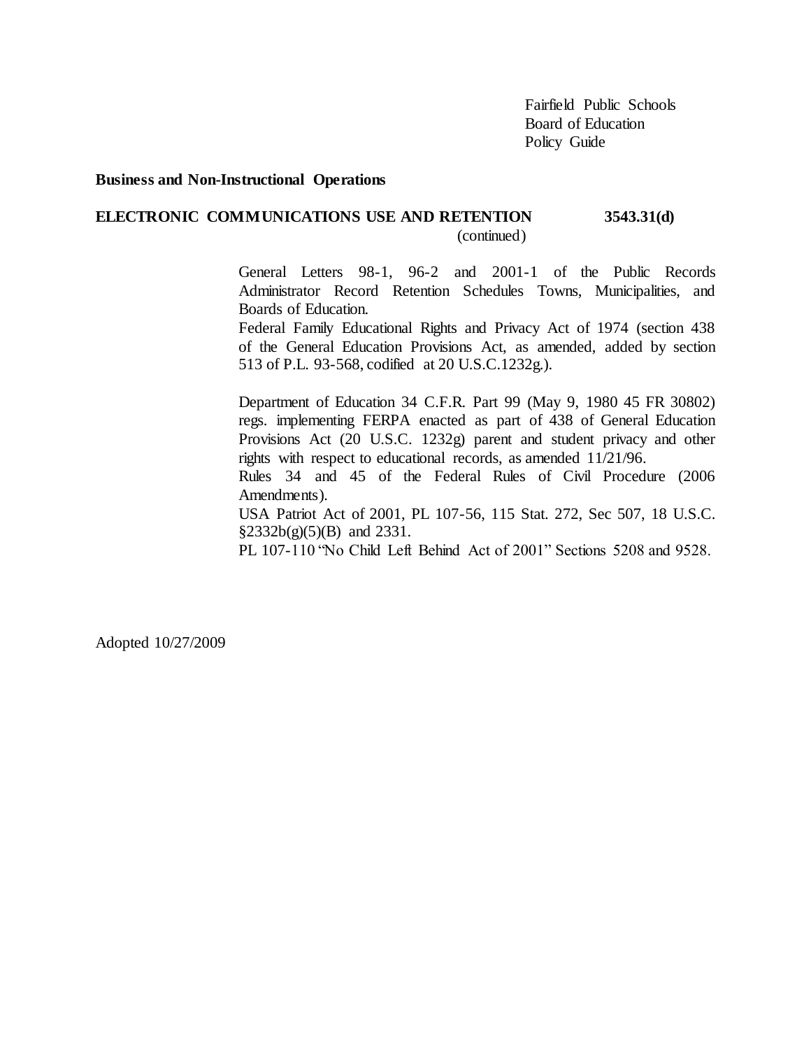**Business and Non-Instructional Operations**

**ELECTRONIC COMMUNICATIONS USE AND RETENTION 3543.31(d)**
(continued)

General Letters 98-1, 96-2 and 2001-1 of the Public Records Administrator Record Retention Schedules Towns, Municipalities, and Boards of Education.

Federal Family Educational Rights and Privacy Act of 1974 (section 438 of the General Education Provisions Act, as amended, added by section 513 of P.L. 93-568, codified at 20 U.S.C.1232g.).

Department of Education 34 C.F.R. Part 99 (May 9, 1980 45 FR 30802) regs. implementing FERPA enacted as part of 438 of General Education Provisions Act (20 U.S.C. 1232g) parent and student privacy and other rights with respect to educational records, as amended 11/21/96.

Rules 34 and 45 of the Federal Rules of Civil Procedure (2006 Amendments).

USA Patriot Act of 2001, PL 107-56, 115 Stat. 272, Sec 507, 18 U.S.C. §2332b(g)(5)(B) and 2331.

PL 107-110 "No Child Left Behind Act of 2001" Sections 5208 and 9528.

Adopted 10/27/2009